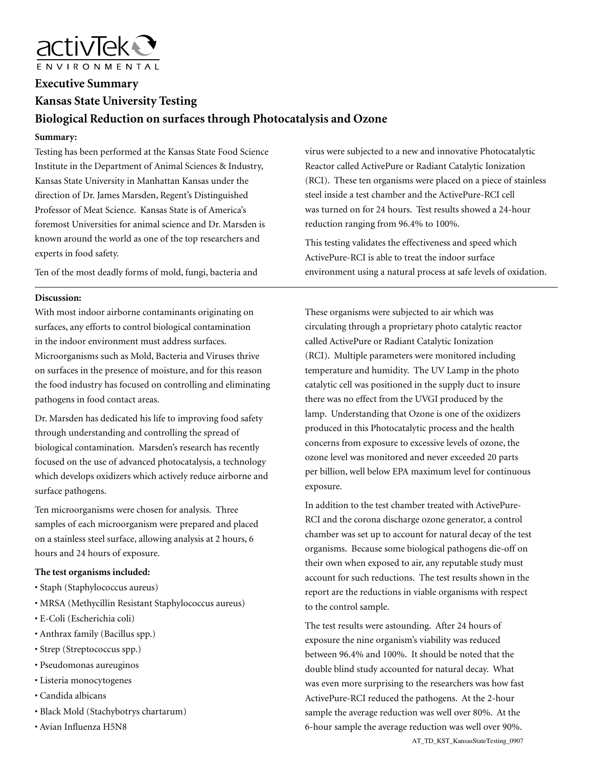activTek ENVIRONMENTAL

# Executive Summary

# Kansas State University Testing

# Biological Reduction on surfaces through Photocatalysis and Ozone

**Summary:**

Testing has been performed at the Kansas State Food Science Institute in the Department of Animal Sciences & Industry, Kansas State University in Manhattan Kansas under the direction of Dr. James Marsden, Regent's Distinguished Professor of Meat Science. Kansas State is of America's foremost Universities for animal science and Dr. Marsden is known around the world as one of the top researchers and experts in food safety.

Ten of the most deadly forms of mold, fungi, bacteria and virus were subjected to a new and innovative Photocatalytic Reactor called ActivePure or Radiant Catalytic Ionization (RCI). These ten organisms were placed on a piece of stainless steel inside a test chamber and the ActivePure-RCI cell was turned on for 24 hours. Test results showed a 24-hour reduction ranging from 96.4% to 100%.

This testing validates the effectiveness and speed which ActivePure-RCI is able to treat the indoor surface environment using a natural process at safe levels of oxidation.

---

**Discussion:**

With most indoor airborne contaminants originating on surfaces, any efforts to control biological contamination in the indoor environment must address surfaces. Microorganisms such as Mold, Bacteria and Viruses thrive on surfaces in the presence of moisture, and for this reason the food industry has focused on controlling and eliminating pathogens in food contact areas.

Dr. Marsden has dedicated his life to improving food safety through understanding and controlling the spread of biological contamination. Marsden's research has recently focused on the use of advanced photocatalysis, a technology which develops oxidizers which actively reduce airborne and surface pathogens.

Ten microorganisms were chosen for analysis. Three samples of each microorganism were prepared and placed on a stainless steel surface, allowing analysis at 2 hours, 6 hours and 24 hours of exposure.

**The test organisms included:**

- Staph (Staphylococcus aureus)
- MRSA (Methycillin Resistant Staphylococcus aureus)
- E-Coli (Escherichia coli)
- Anthrax family (Bacillus spp.)
- Strep (Streptococcus spp.)
- Pseudomonas aureuginos
- Listeria monocytogenes
- Candida albicans
- Black Mold (Stachybotrys chartarum)
- Avian Influenza H5N8

These organisms were subjected to air which was circulating through a proprietary photo catalytic reactor called ActivePure or Radiant Catalytic Ionization (RCI). Multiple parameters were monitored including temperature and humidity. The UV Lamp in the photo catalytic cell was positioned in the supply duct to insure there was no effect from the UVGI produced by the lamp. Understanding that Ozone is one of the oxidizers produced in this Photocatalytic process and the health concerns from exposure to excessive levels of ozone, the ozone level was monitored and never exceeded 20 parts per billion, well below EPA maximum level for continuous exposure.

In addition to the test chamber treated with ActivePure-RCI and the corona discharge ozone generator, a control chamber was set up to account for natural decay of the test organisms. Because some biological pathogens die-off on their own when exposed to air, any reputable study must account for such reductions. The test results shown in the report are the reductions in viable organisms with respect to the control sample.

The test results were astounding. After 24 hours of exposure the nine organism's viability was reduced between 96.4% and 100%. It should be noted that the double blind study accounted for natural decay. What was even more surprising to the researchers was how fast ActivePure-RCI reduced the pathogens. At the 2-hour sample the average reduction was well over 80%. At the 6-hour sample the average reduction was well over 90%.

AT_TD_KST_KansasStateTesting_0907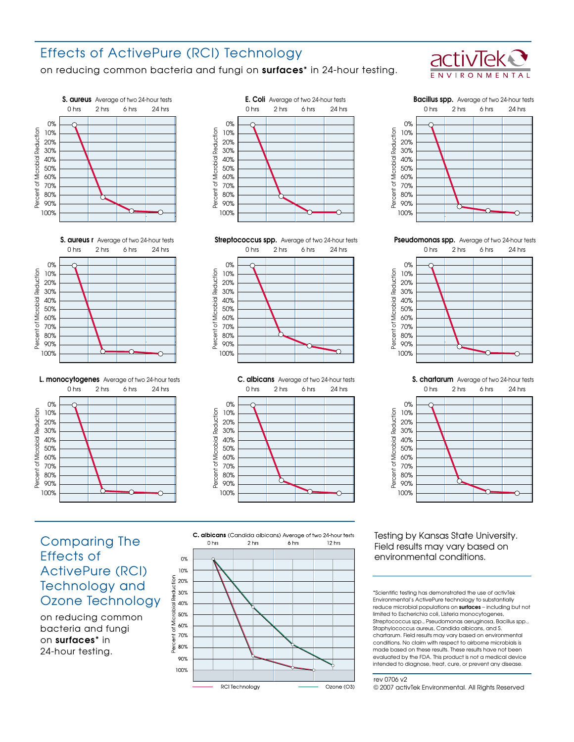# Effects of ActivePure (RCI) Technology

on reducing common bacteria and fungi on **surfaces*** in 24-hour testing.

activTek ENVIRONMENTAL

**S. aureus** Average of two 24-hour tests

**E. Coli** Average of two 24-hour tests

**Bacillus spp.** Average of two 24-hour tests

**S. aureus r** Average of two 24-hour tests

**Streptococcus spp.** Average of two 24-hour tests

**Pseudomonas spp.** Average of two 24-hour tests

**L. monocytogenes** Average of two 24-hour tests

**C. albicans** Average of two 24-hour tests

**S. chartarum** Average of two 24-hour tests

## Comparing The Effects of ActivePure (RCI) Technology and Ozone Technology

on reducing common bacteria and fungi on **surfaces*** in 24-hour testing.

**C. albicans** (Candida albicans) Average of two 24-hour tests

RCI Technology — Ozone ($O_3$)

Testing by Kansas State University. Field results may vary based on environmental conditions.

*Scientific testing has demonstrated the use of activTek Environmental's ActivePure technology to substantially reduce microbial populations on **surfaces** – including but not limited to Escherichia coli, Listeria monocytogenes, Streptococcus spp., Pseudomonas aeruginosa, Bacillus spp., Staphylococcus aureus, Candida albicans, and S. chartarum. Field results may vary based on environmental conditions. No claim with respect to airborne microbials is made based on these results. These results have not been evaluated by the FDA. This product is not a medical device intended to diagnose, treat, cure, or prevent any disease.

rev 0706 v2
© 2007 activTek Environmental. All Rights Reserved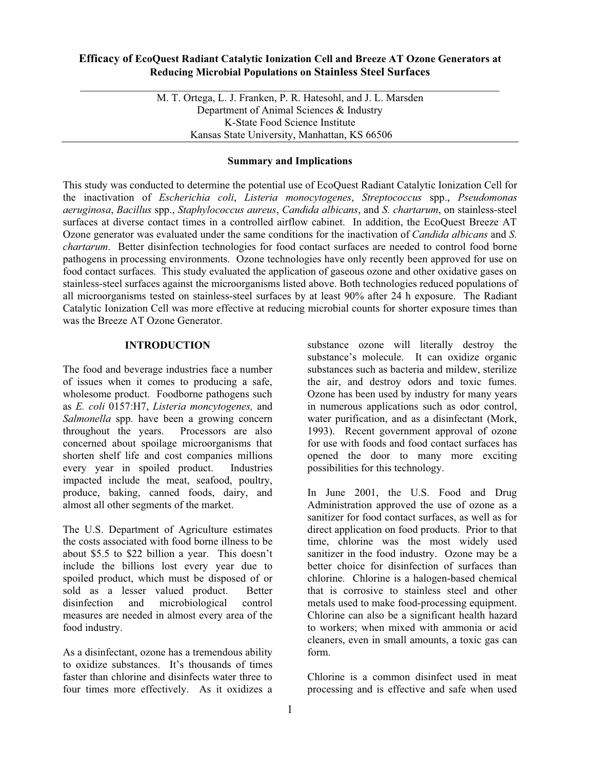# Efficacy of EcoQuest Radiant Catalytic Ionization Cell and Breeze AT Ozone Generators at Reducing Microbial Populations on Stainless Steel Surfaces

M. T. Ortega, L. J. Franken, P. R. Hatesohl, and J. L. Marsden
Department of Animal Sciences & Industry
K-State Food Science Institute
Kansas State University, Manhattan, KS 66506

## Summary and Implications

This study was conducted to determine the potential use of EcoQuest Radiant Catalytic Ionization Cell for the inactivation of *Escherichia coli*, *Listeria monocytogenes*, *Streptococcus* spp., *Pseudomonas aeruginosa*, *Bacillus* spp., *Staphylococcus aureus*, *Candida albicans*, and *S. chartarum*, on stainless-steel surfaces at diverse contact times in a controlled airflow cabinet. In addition, the EcoQuest Breeze AT Ozone generator was evaluated under the same conditions for the inactivation of *Candida albicans* and *S. chartarum*. Better disinfection technologies for food contact surfaces are needed to control food borne pathogens in processing environments. Ozone technologies have only recently been approved for use on food contact surfaces. This study evaluated the application of gaseous ozone and other oxidative gases on stainless-steel surfaces against the microorganisms listed above. Both technologies reduced populations of all microorganisms tested on stainless-steel surfaces by at least 90% after 24 h exposure. The Radiant Catalytic Ionization Cell was more effective at reducing microbial counts for shorter exposure times than was the Breeze AT Ozone Generator.

## INTRODUCTION

The food and beverage industries face a number of issues when it comes to producing a safe, wholesome product. Foodborne pathogens such as *E. coli* 0157:H7, *Listeria moncytogenes,* and *Salmonella* spp. have been a growing concern throughout the years. Processors are also concerned about spoilage microorganisms that shorten shelf life and cost companies millions every year in spoiled product. Industries impacted include the meat, seafood, poultry, produce, baking, canned foods, dairy, and almost all other segments of the market.

The U.S. Department of Agriculture estimates the costs associated with food borne illness to be about \$5.5 to \$22 billion a year. This doesn't include the billions lost every year due to spoiled product, which must be disposed of or sold as a lesser valued product. Better disinfection and microbiological control measures are needed in almost every area of the food industry.

As a disinfectant, ozone has a tremendous ability to oxidize substances. It's thousands of times faster than chlorine and disinfects water three to four times more effectively. As it oxidizes a substance ozone will literally destroy the substance's molecule. It can oxidize organic substances such as bacteria and mildew, sterilize the air, and destroy odors and toxic fumes. Ozone has been used by industry for many years in numerous applications such as odor control, water purification, and as a disinfectant (Mork, 1993). Recent government approval of ozone for use with foods and food contact surfaces has opened the door to many more exciting possibilities for this technology.

In June 2001, the U.S. Food and Drug Administration approved the use of ozone as a sanitizer for food contact surfaces, as well as for direct application on food products. Prior to that time, chlorine was the most widely used sanitizer in the food industry. Ozone may be a better choice for disinfection of surfaces than chlorine. Chlorine is a halogen-based chemical that is corrosive to stainless steel and other metals used to make food-processing equipment. Chlorine can also be a significant health hazard to workers; when mixed with ammonia or acid cleaners, even in small amounts, a toxic gas can form.

Chlorine is a common disinfect used in meat processing and is effective and safe when used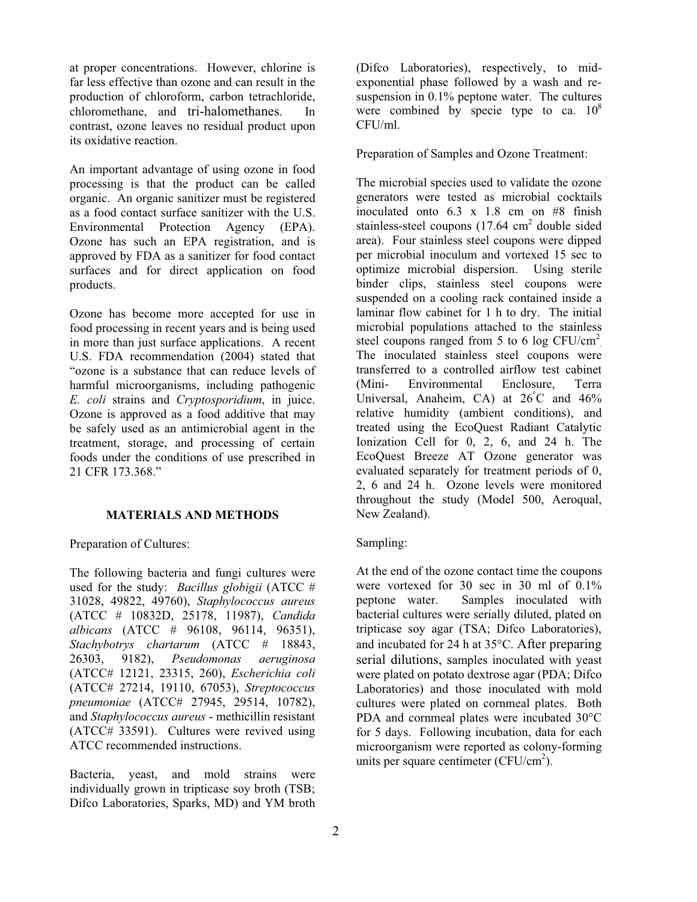at proper concentrations. However, chlorine is far less effective than ozone and can result in the production of chloroform, carbon tetrachloride, chloromethane, and tri-halomethanes. In contrast, ozone leaves no residual product upon its oxidative reaction.

An important advantage of using ozone in food processing is that the product can be called organic. An organic sanitizer must be registered as a food contact surface sanitizer with the U.S. Environmental Protection Agency (EPA). Ozone has such an EPA registration, and is approved by FDA as a sanitizer for food contact surfaces and for direct application on food products.

Ozone has become more accepted for use in food processing in recent years and is being used in more than just surface applications. A recent U.S. FDA recommendation (2004) stated that "ozone is a substance that can reduce levels of harmful microorganisms, including pathogenic *E. coli* strains and *Cryptosporidium*, in juice. Ozone is approved as a food additive that may be safely used as an antimicrobial agent in the treatment, storage, and processing of certain foods under the conditions of use prescribed in 21 CFR 173.368."

## MATERIALS AND METHODS

Preparation of Cultures:

The following bacteria and fungi cultures were used for the study: *Bacillus globigii* (ATCC # 31028, 49822, 49760), *Staphylococcus aureus* (ATCC # 10832D, 25178, 11987), *Candida albicans* (ATCC # 96108, 96114, 96351), *Stachybotrys chartarum* (ATCC # 18843, 26303, 9182), *Pseudomonas aeruginosa* (ATCC# 12121, 23315, 260), *Escherichia coli* (ATCC# 27214, 19110, 67053), *Streptococcus pneumoniae* (ATCC# 27945, 29514, 10782), and *Staphylococcus aureus* - methicillin resistant (ATCC# 33591). Cultures were revived using ATCC recommended instructions.

Bacteria, yeast, and mold strains were individually grown in tripticase soy broth (TSB; Difco Laboratories, Sparks, MD) and YM broth (Difco Laboratories), respectively, to mid-exponential phase followed by a wash and re-suspension in 0.1% peptone water. The cultures were combined by specie type to ca. $10^8$ CFU/ml.

Preparation of Samples and Ozone Treatment:

The microbial species used to validate the ozone generators were tested as microbial cocktails inoculated onto 6.3 x 1.8 cm on #8 finish stainless-steel coupons (17.64 $cm^2$ double sided area). Four stainless steel coupons were dipped per microbial inoculum and vortexed 15 sec to optimize microbial dispersion. Using sterile binder clips, stainless steel coupons were suspended on a cooling rack contained inside a laminar flow cabinet for 1 h to dry. The initial microbial populations attached to the stainless steel coupons ranged from 5 to 6 log CFU/$cm^2$. The inoculated stainless steel coupons were transferred to a controlled airflow test cabinet (Mini- Environmental Enclosure, Terra Universal, Anaheim, CA) at 26°C and 46% relative humidity (ambient conditions), and treated using the EcoQuest Radiant Catalytic Ionization Cell for 0, 2, 6, and 24 h. The EcoQuest Breeze AT Ozone generator was evaluated separately for treatment periods of 0, 2, 6 and 24 h. Ozone levels were monitored throughout the study (Model 500, Aeroqual, New Zealand).

Sampling:

At the end of the ozone contact time the coupons were vortexed for 30 sec in 30 ml of 0.1% peptone water. Samples inoculated with bacterial cultures were serially diluted, plated on tripticase soy agar (TSA; Difco Laboratories), and incubated for 24 h at 35°C. After preparing serial dilutions, samples inoculated with yeast were plated on potato dextrose agar (PDA; Difco Laboratories) and those inoculated with mold cultures were plated on cornmeal plates. Both PDA and cornmeal plates were incubated 30°C for 5 days. Following incubation, data for each microorganism were reported as colony-forming units per square centimeter (CFU/$cm^2$).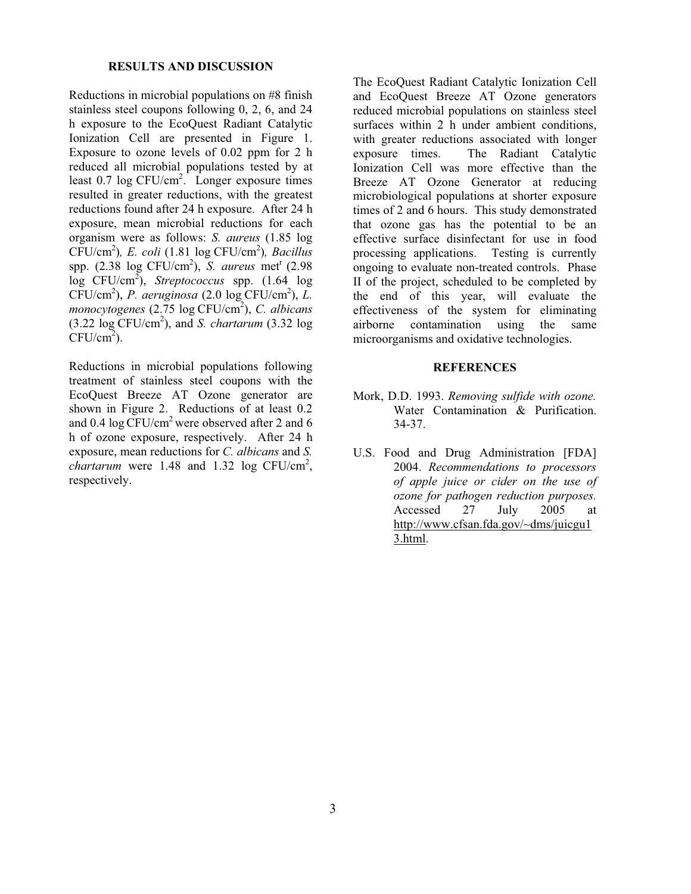## RESULTS AND DISCUSSION

Reductions in microbial populations on #8 finish stainless steel coupons following 0, 2, 6, and 24 h exposure to the EcoQuest Radiant Catalytic Ionization Cell are presented in Figure 1. Exposure to ozone levels of 0.02 ppm for 2 h reduced all microbial populations tested by at least 0.7 log $CFU/cm^2$. Longer exposure times resulted in greater reductions, with the greatest reductions found after 24 h exposure. After 24 h exposure, mean microbial reductions for each organism were as follows: *S. aureus* (1.85 log $CFU/cm^2$), *E. coli* (1.81 log $CFU/cm^2$), *Bacillus* spp. (2.38 log $CFU/cm^2$), *S. aureus* met$^r$ (2.98 log $CFU/cm^2$), *Streptococcus* spp. (1.64 log $CFU/cm^2$), *P. aeruginosa* (2.0 log $CFU/cm^2$), *L. monocytogenes* (2.75 log $CFU/cm^2$), *C. albicans* (3.22 log $CFU/cm^2$), and *S. chartarum* (3.32 log $CFU/cm^2$).

Reductions in microbial populations following treatment of stainless steel coupons with the EcoQuest Breeze AT Ozone generator are shown in Figure 2. Reductions of at least 0.2 and 0.4 log $CFU/cm^2$ were observed after 2 and 6 h of ozone exposure, respectively. After 24 h exposure, mean reductions for *C. albicans* and *S. chartarum* were 1.48 and 1.32 log $CFU/cm^2$, respectively.

The EcoQuest Radiant Catalytic Ionization Cell and EcoQuest Breeze AT Ozone generators reduced microbial populations on stainless steel surfaces within 2 h under ambient conditions, with greater reductions associated with longer exposure times. The Radiant Catalytic Ionization Cell was more effective than the Breeze AT Ozone Generator at reducing microbiological populations at shorter exposure times of 2 and 6 hours. This study demonstrated that ozone gas has the potential to be an effective surface disinfectant for use in food processing applications. Testing is currently ongoing to evaluate non-treated controls. Phase II of the project, scheduled to be completed by the end of this year, will evaluate the effectiveness of the system for eliminating airborne contamination using the same microorganisms and oxidative technologies.

## REFERENCES

Mork, D.D. 1993. *Removing sulfide with ozone.* Water Contamination & Purification. 34-37.

U.S. Food and Drug Administration [FDA] 2004. *Recommendations to processors of apple juice or cider on the use of ozone for pathogen reduction purposes.* Accessed 27 July 2005 at http://www.cfsan.fda.gov/~dms/juicgu13.html.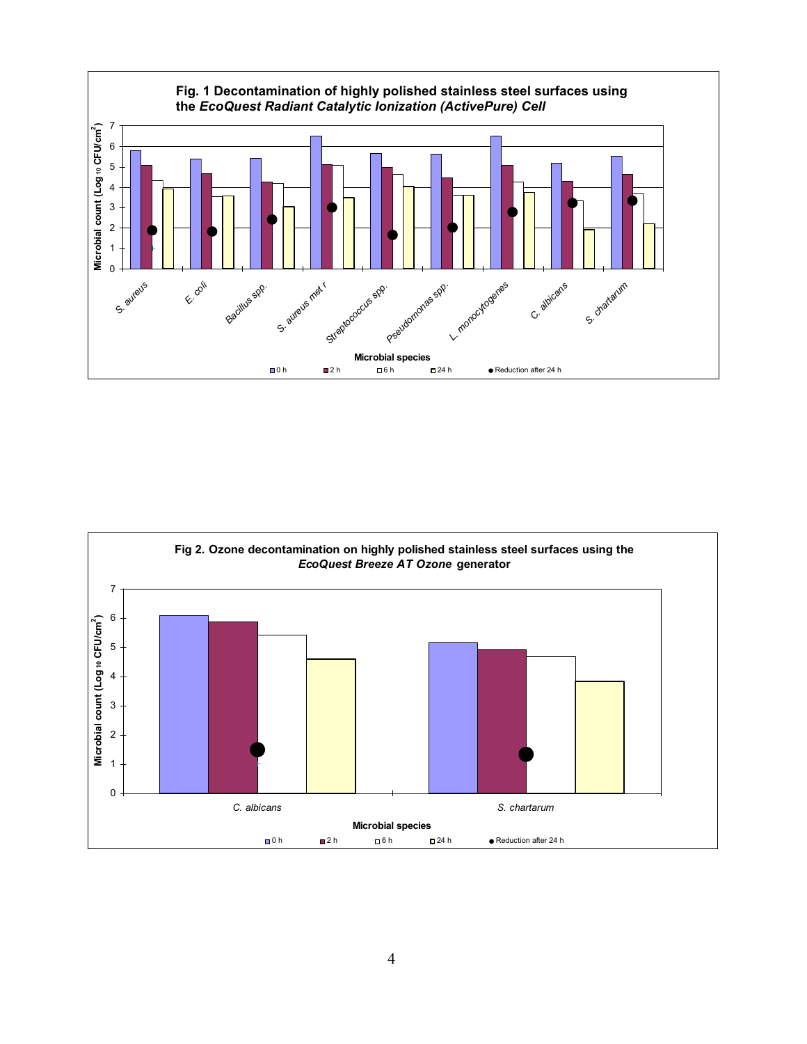**Fig. 1 Decontamination of highly polished stainless steel surfaces using the *EcoQuest Radiant Catalytic Ionization (ActivePure) Cell***

**Fig 2. Ozone decontamination on highly polished stainless steel surfaces using the *EcoQuest Breeze AT Ozone* generator**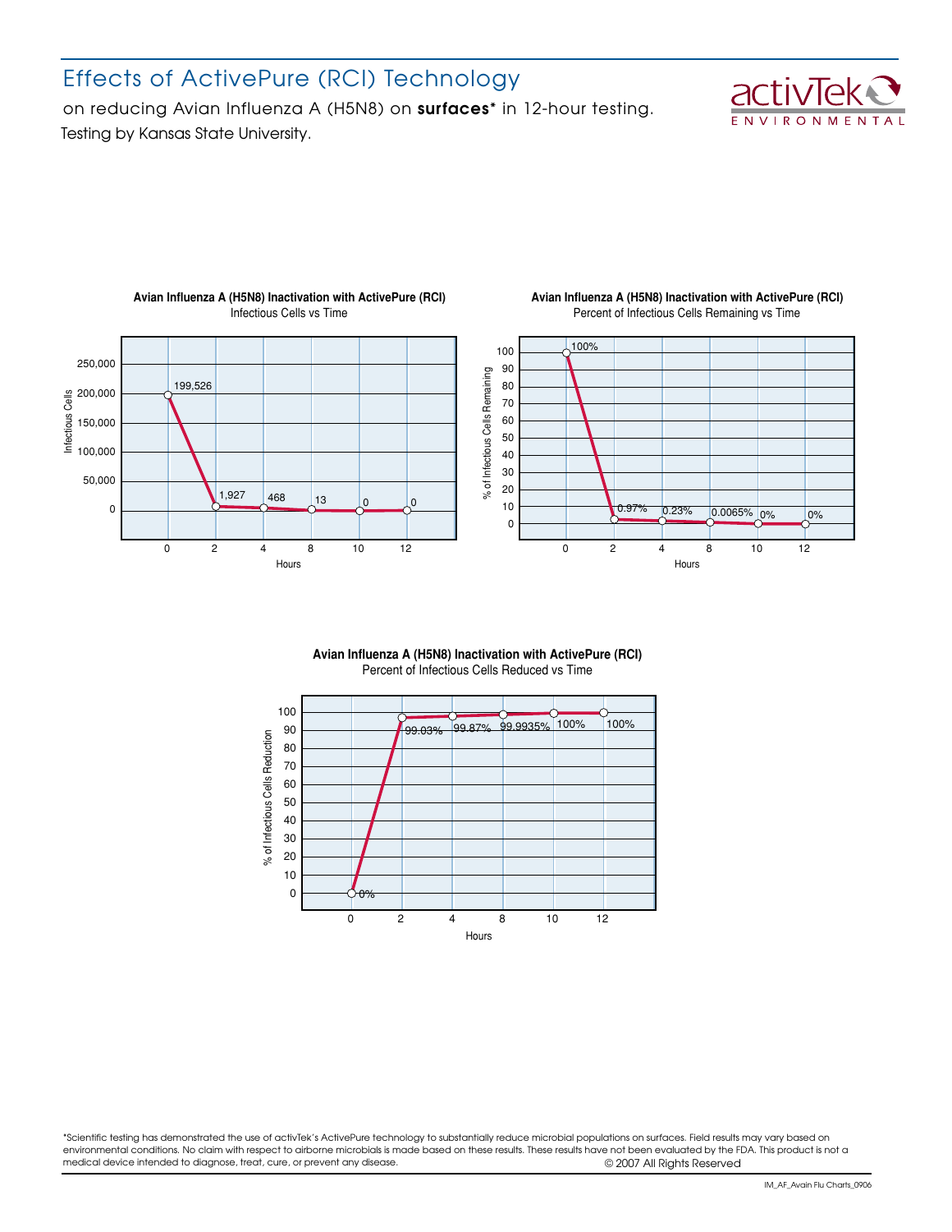# Effects of ActivePure (RCI) Technology

on reducing Avian Influenza A (H5N8) on **surfaces*** in 12-hour testing.

Testing by Kansas State University.

activTek ENVIRONMENTAL

**Avian Influenza A (H5N8) Inactivation with ActivePure (RCI)**
Infectious Cells vs Time

| Hours | Infectious Cells |
|---|---|
| 0 | 199,526 |
| 2 | 1,927 |
| 4 | 468 |
| 8 | 13 |
| 10 | 0 |
| 12 | 0 |

**Avian Influenza A (H5N8) Inactivation with ActivePure (RCI)**
Percent of Infectious Cells Remaining vs Time

| Hours | % of Infectious Cells Remaining |
|---|---|
| 0 | 100% |
| 2 | 0.97% |
| 4 | 0.23% |
| 8 | 0.0065% |
| 10 | 0% |
| 12 | 0% |

**Avian Influenza A (H5N8) Inactivation with ActivePure (RCI)**
Percent of Infectious Cells Reduced vs Time

| Hours | % of Infectious Cells Reduction |
|---|---|
| 0 | 0% |
| 2 | 99.03% |
| 4 | 99.87% |
| 8 | 99.9935% |
| 10 | 100% |
| 12 | 100% |

*Scientific testing has demonstrated the use of activTek's ActivePure technology to substantially reduce microbial populations on surfaces. Field results may vary based on environmental conditions. No claim with respect to airborne microbials is made based on these results. These results have not been evaluated by the FDA. This product is not a medical device intended to diagnose, treat, cure, or prevent any disease.

© 2007 All Rights Reserved

IM_AF_Avain Flu Charts_0906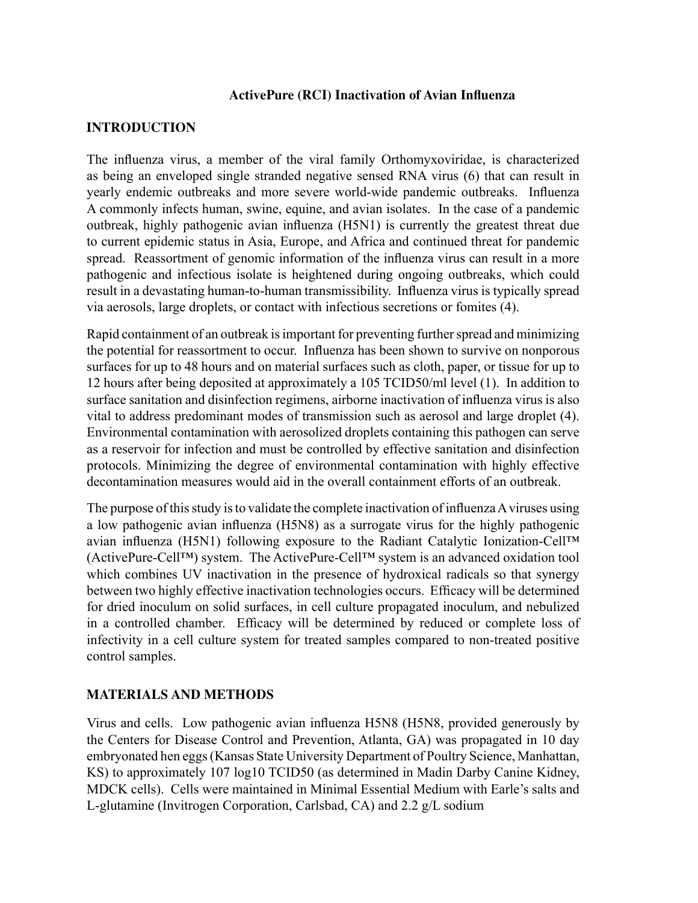**ActivePure (RCI) Inactivation of Avian Influenza**

## INTRODUCTION

The influenza virus, a member of the viral family Orthomyxoviridae, is characterized as being an enveloped single stranded negative sensed RNA virus (6) that can result in yearly endemic outbreaks and more severe world-wide pandemic outbreaks. Influenza A commonly infects human, swine, equine, and avian isolates. In the case of a pandemic outbreak, highly pathogenic avian influenza (H5N1) is currently the greatest threat due to current epidemic status in Asia, Europe, and Africa and continued threat for pandemic spread. Reassortment of genomic information of the influenza virus can result in a more pathogenic and infectious isolate is heightened during ongoing outbreaks, which could result in a devastating human-to-human transmissibility. Influenza virus is typically spread via aerosols, large droplets, or contact with infectious secretions or fomites (4).

Rapid containment of an outbreak is important for preventing further spread and minimizing the potential for reassortment to occur. Influenza has been shown to survive on nonporous surfaces for up to 48 hours and on material surfaces such as cloth, paper, or tissue for up to 12 hours after being deposited at approximately a 105 TCID50/ml level (1). In addition to surface sanitation and disinfection regimens, airborne inactivation of influenza virus is also vital to address predominant modes of transmission such as aerosol and large droplet (4). Environmental contamination with aerosolized droplets containing this pathogen can serve as a reservoir for infection and must be controlled by effective sanitation and disinfection protocols. Minimizing the degree of environmental contamination with highly effective decontamination measures would aid in the overall containment efforts of an outbreak.

The purpose of this study is to validate the complete inactivation of influenza A viruses using a low pathogenic avian influenza (H5N8) as a surrogate virus for the highly pathogenic avian influenza (H5N1) following exposure to the Radiant Catalytic Ionization-Cell™ (ActivePure-Cell™) system. The ActivePure-Cell™ system is an advanced oxidation tool which combines UV inactivation in the presence of hydroxical radicals so that synergy between two highly effective inactivation technologies occurs. Efficacy will be determined for dried inoculum on solid surfaces, in cell culture propagated inoculum, and nebulized in a controlled chamber. Efficacy will be determined by reduced or complete loss of infectivity in a cell culture system for treated samples compared to non-treated positive control samples.

## MATERIALS AND METHODS

Virus and cells. Low pathogenic avian influenza H5N8 (H5N8, provided generously by the Centers for Disease Control and Prevention, Atlanta, GA) was propagated in 10 day embryonated hen eggs (Kansas State University Department of Poultry Science, Manhattan, KS) to approximately 107 log10 TCID50 (as determined in Madin Darby Canine Kidney, MDCK cells). Cells were maintained in Minimal Essential Medium with Earle's salts and L-glutamine (Invitrogen Corporation, Carlsbad, CA) and 2.2 g/L sodium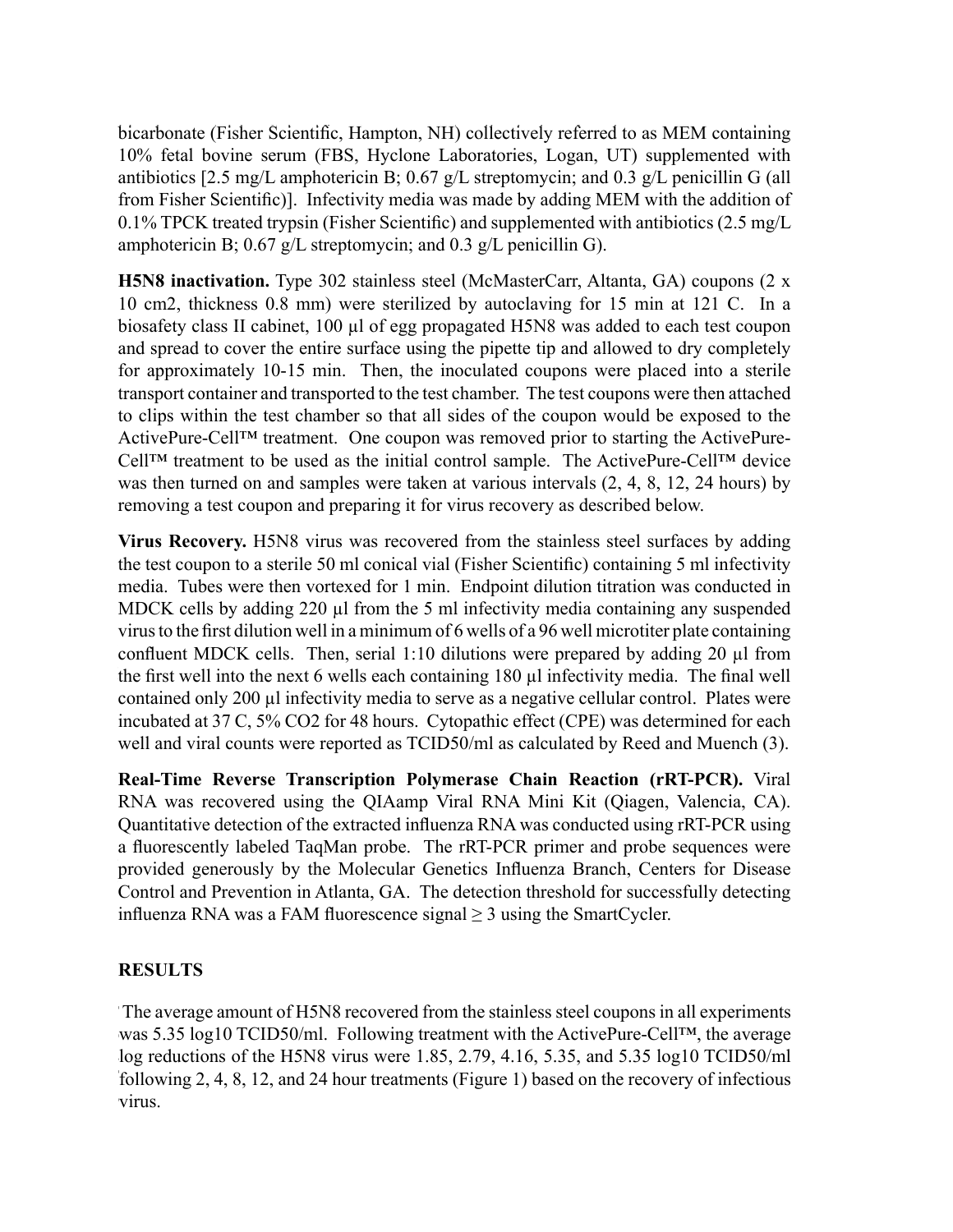bicarbonate (Fisher Scientific, Hampton, NH) collectively referred to as MEM containing 10% fetal bovine serum (FBS, Hyclone Laboratories, Logan, UT) supplemented with antibiotics [2.5 mg/L amphotericin B; 0.67 g/L streptomycin; and 0.3 g/L penicillin G (all from Fisher Scientific)]. Infectivity media was made by adding MEM with the addition of 0.1% TPCK treated trypsin (Fisher Scientific) and supplemented with antibiotics (2.5 mg/L amphotericin B; 0.67 g/L streptomycin; and 0.3 g/L penicillin G).

**H5N8 inactivation.** Type 302 stainless steel (McMasterCarr, Altanta, GA) coupons (2 x 10 cm2, thickness 0.8 mm) were sterilized by autoclaving for 15 min at 121 C. In a biosafety class II cabinet, 100 µl of egg propagated H5N8 was added to each test coupon and spread to cover the entire surface using the pipette tip and allowed to dry completely for approximately 10-15 min. Then, the inoculated coupons were placed into a sterile transport container and transported to the test chamber. The test coupons were then attached to clips within the test chamber so that all sides of the coupon would be exposed to the ActivePure-Cell™ treatment. One coupon was removed prior to starting the ActivePure-Cell™ treatment to be used as the initial control sample. The ActivePure-Cell™ device was then turned on and samples were taken at various intervals (2, 4, 8, 12, 24 hours) by removing a test coupon and preparing it for virus recovery as described below.

**Virus Recovery.** H5N8 virus was recovered from the stainless steel surfaces by adding the test coupon to a sterile 50 ml conical vial (Fisher Scientific) containing 5 ml infectivity media. Tubes were then vortexed for 1 min. Endpoint dilution titration was conducted in MDCK cells by adding 220 µl from the 5 ml infectivity media containing any suspended virus to the first dilution well in a minimum of 6 wells of a 96 well microtiter plate containing confluent MDCK cells. Then, serial 1:10 dilutions were prepared by adding 20 µl from the first well into the next 6 wells each containing 180 µl infectivity media. The final well contained only 200 µl infectivity media to serve as a negative cellular control. Plates were incubated at 37 C, 5% CO2 for 48 hours. Cytopathic effect (CPE) was determined for each well and viral counts were reported as TCID50/ml as calculated by Reed and Muench (3).

**Real-Time Reverse Transcription Polymerase Chain Reaction (rRT-PCR).** Viral RNA was recovered using the QIAamp Viral RNA Mini Kit (Qiagen, Valencia, CA). Quantitative detection of the extracted influenza RNA was conducted using rRT-PCR using a fluorescently labeled TaqMan probe. The rRT-PCR primer and probe sequences were provided generously by the Molecular Genetics Influenza Branch, Centers for Disease Control and Prevention in Atlanta, GA. The detection threshold for successfully detecting influenza RNA was a FAM fluorescence signal $\geq 3$ using the SmartCycler.

## RESULTS

The average amount of H5N8 recovered from the stainless steel coupons in all experiments was 5.35 log10 TCID50/ml. Following treatment with the ActivePure-Cell™, the average log reductions of the H5N8 virus were 1.85, 2.79, 4.16, 5.35, and 5.35 log10 TCID50/ml following 2, 4, 8, 12, and 24 hour treatments (Figure 1) based on the recovery of infectious virus.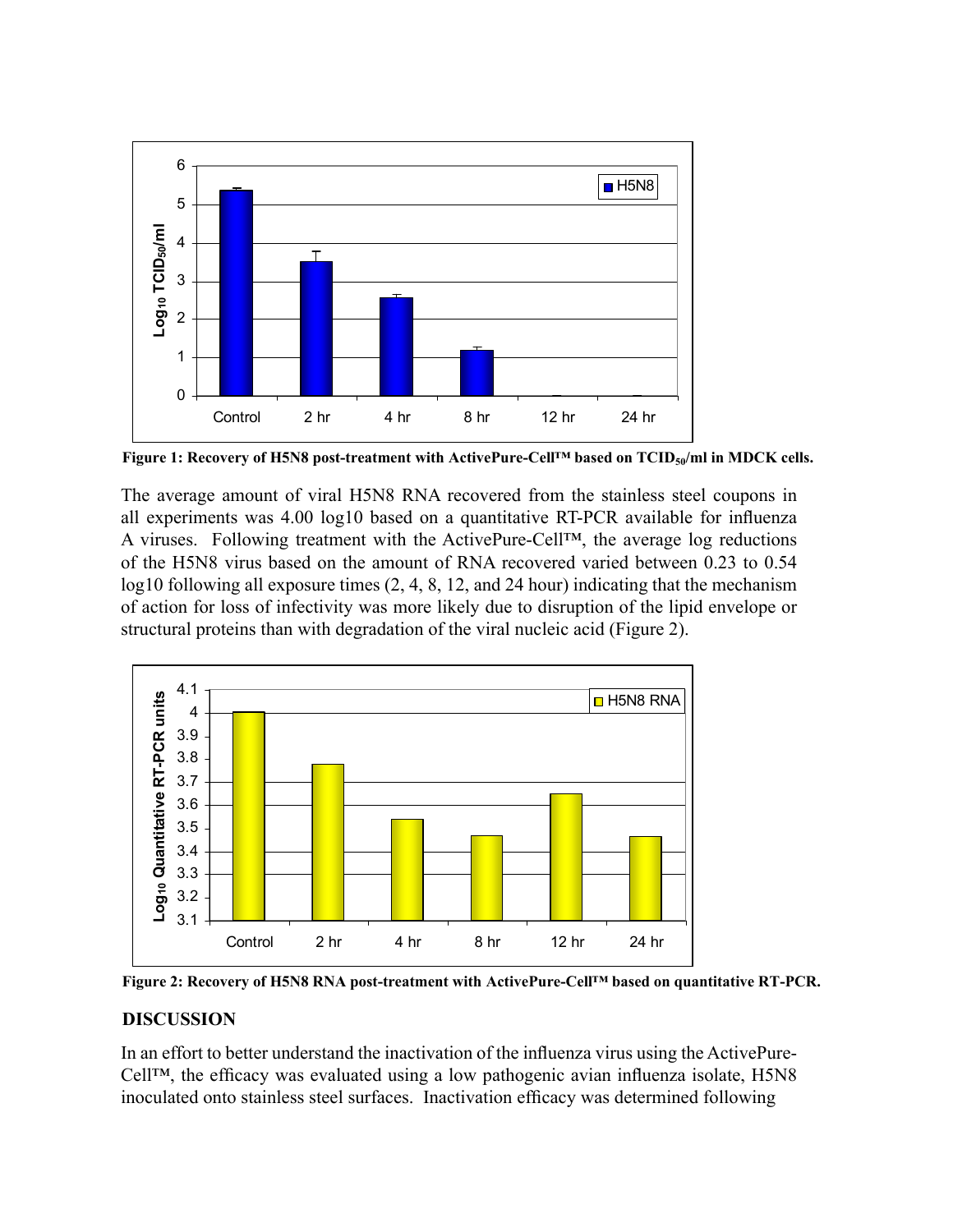**Figure 1: Recovery of H5N8 post-treatment with ActivePure-Cell™ based on $TCID_{50}$/ml in MDCK cells.**

The average amount of viral H5N8 RNA recovered from the stainless steel coupons in all experiments was 4.00 log10 based on a quantitative RT-PCR available for influenza A viruses. Following treatment with the ActivePure-Cell™, the average log reductions of the H5N8 virus based on the amount of RNA recovered varied between 0.23 to 0.54 log10 following all exposure times (2, 4, 8, 12, and 24 hour) indicating that the mechanism of action for loss of infectivity was more likely due to disruption of the lipid envelope or structural proteins than with degradation of the viral nucleic acid (Figure 2).

**Figure 2: Recovery of H5N8 RNA post-treatment with ActivePure-Cell™ based on quantitative RT-PCR.**

## DISCUSSION

In an effort to better understand the inactivation of the influenza virus using the ActivePure-Cell™, the efficacy was evaluated using a low pathogenic avian influenza isolate, H5N8 inoculated onto stainless steel surfaces. Inactivation efficacy was determined following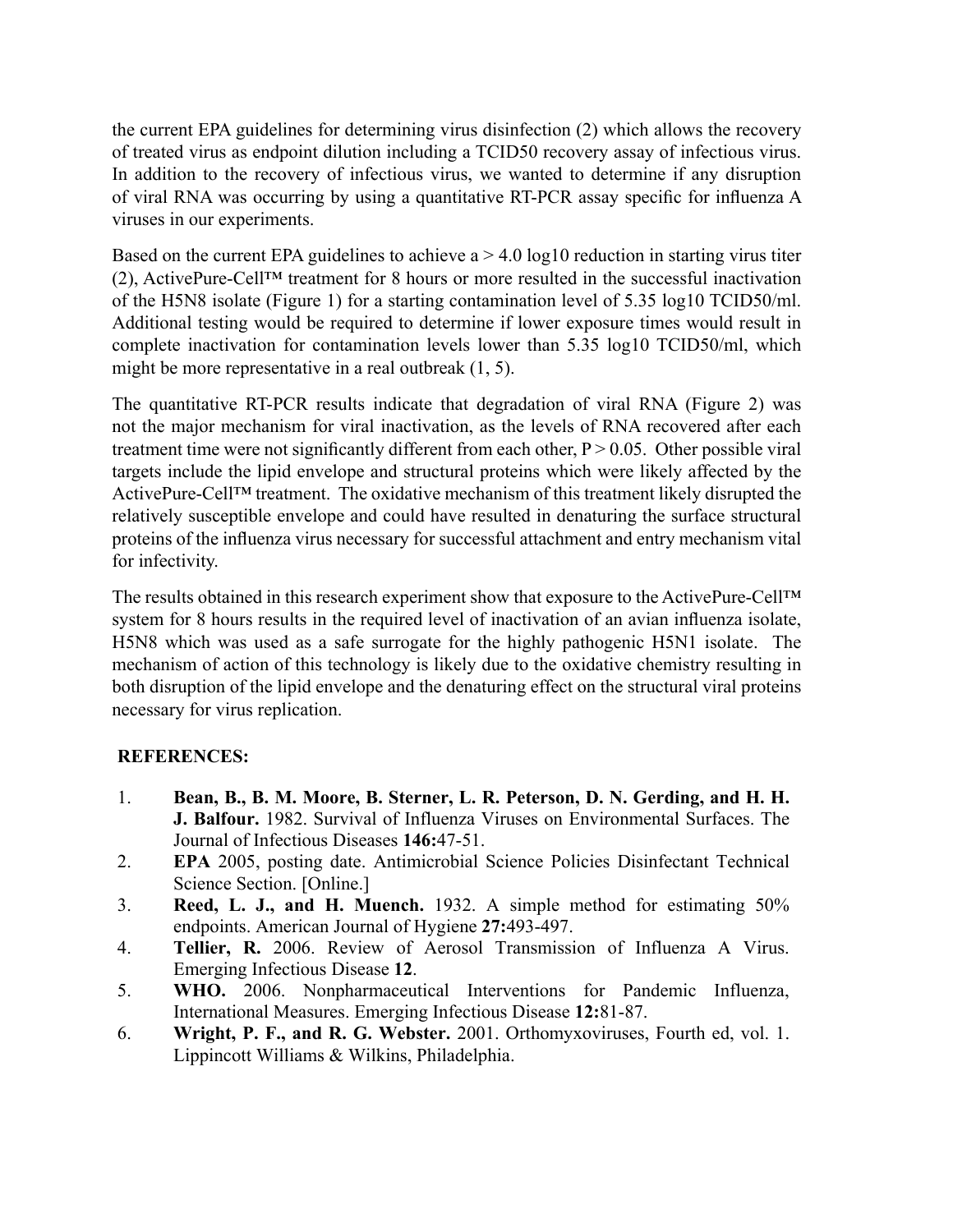the current EPA guidelines for determining virus disinfection (2) which allows the recovery of treated virus as endpoint dilution including a TCID50 recovery assay of infectious virus. In addition to the recovery of infectious virus, we wanted to determine if any disruption of viral RNA was occurring by using a quantitative RT-PCR assay specific for influenza A viruses in our experiments.

Based on the current EPA guidelines to achieve a > 4.0 log10 reduction in starting virus titer (2), ActivePure-Cell™ treatment for 8 hours or more resulted in the successful inactivation of the H5N8 isolate (Figure 1) for a starting contamination level of 5.35 log10 TCID50/ml. Additional testing would be required to determine if lower exposure times would result in complete inactivation for contamination levels lower than 5.35 log10 TCID50/ml, which might be more representative in a real outbreak (1, 5).

The quantitative RT-PCR results indicate that degradation of viral RNA (Figure 2) was not the major mechanism for viral inactivation, as the levels of RNA recovered after each treatment time were not significantly different from each other, $P > 0.05$. Other possible viral targets include the lipid envelope and structural proteins which were likely affected by the ActivePure-Cell™ treatment. The oxidative mechanism of this treatment likely disrupted the relatively susceptible envelope and could have resulted in denaturing the surface structural proteins of the influenza virus necessary for successful attachment and entry mechanism vital for infectivity.

The results obtained in this research experiment show that exposure to the ActivePure-Cell™ system for 8 hours results in the required level of inactivation of an avian influenza isolate, H5N8 which was used as a safe surrogate for the highly pathogenic H5N1 isolate. The mechanism of action of this technology is likely due to the oxidative chemistry resulting in both disruption of the lipid envelope and the denaturing effect on the structural viral proteins necessary for virus replication.

## REFERENCES:

1. **Bean, B., B. M. Moore, B. Sterner, L. R. Peterson, D. N. Gerding, and H. H. J. Balfour.** 1982. Survival of Influenza Viruses on Environmental Surfaces. The Journal of Infectious Diseases **146:**47-51.
2. **EPA** 2005, posting date. Antimicrobial Science Policies Disinfectant Technical Science Section. [Online.]
3. **Reed, L. J., and H. Muench.** 1932. A simple method for estimating 50% endpoints. American Journal of Hygiene **27:**493-497.
4. **Tellier, R.** 2006. Review of Aerosol Transmission of Influenza A Virus. Emerging Infectious Disease **12**.
5. **WHO.** 2006. Nonpharmaceutical Interventions for Pandemic Influenza, International Measures. Emerging Infectious Disease **12:**81-87.
6. **Wright, P. F., and R. G. Webster.** 2001. Orthomyxoviruses, Fourth ed, vol. 1. Lippincott Williams & Wilkins, Philadelphia.